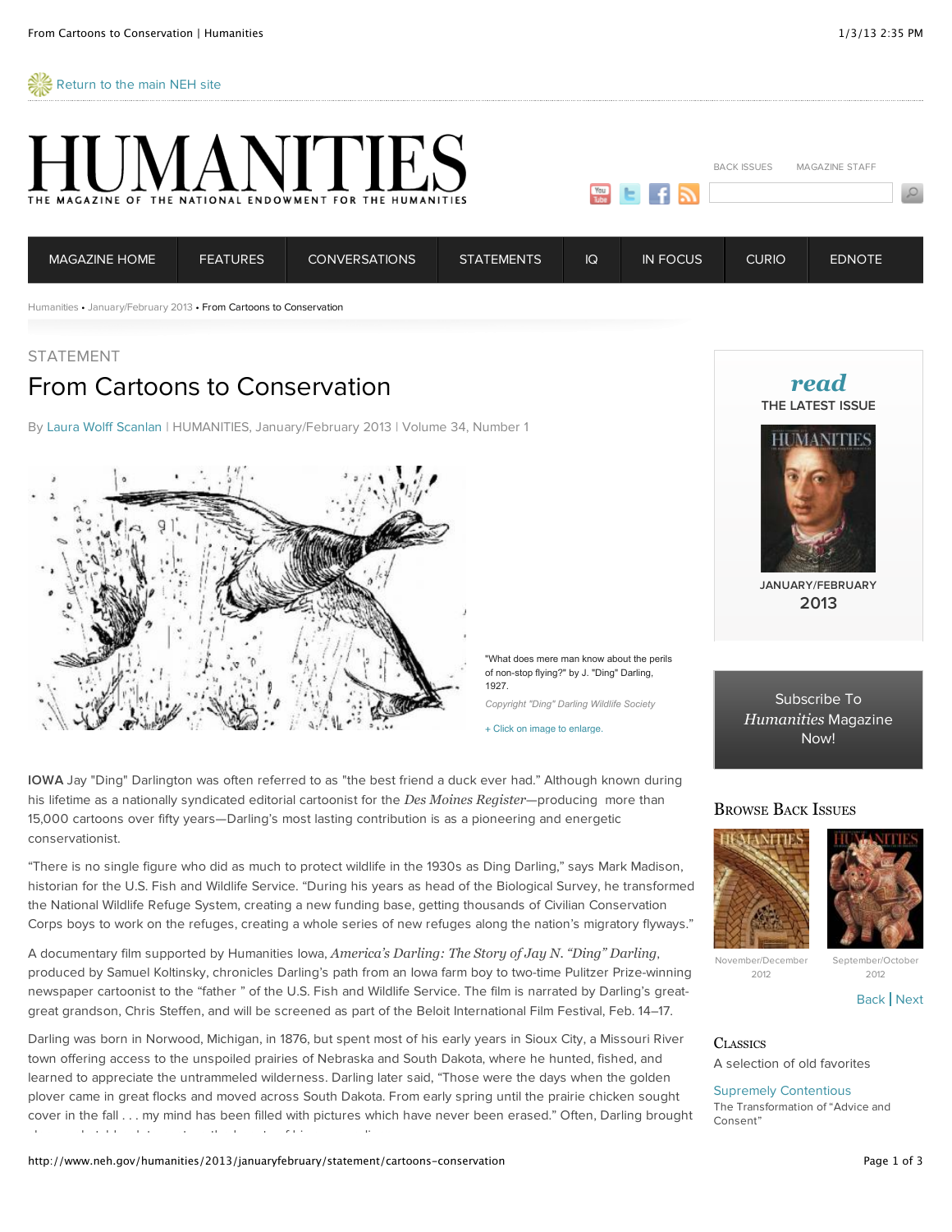Return to the main NEH site

# HUMANITIES

THE MAGAZINE OF THE NATIONAL ENDOWMENT FOR THE HUMANITIES

BACK ISSUES MAGAZINE STAFF

MAGAZINE HOME | FEATURES | CONVERSATIONS | STATEMENTS | IQ | IN FOCUS | CURIO | EDNOTE

Humanities • January/February 2013 • From Cartoons to Conservation

STATEMENT

## From Cartoons to Conservation

By Laura Wolff Scanlan | HUMANITIES, January/February 2013 | Volume 34, Number 1

"What does mere man know about the perils of non-stop flying?" by J. "Ding" Darling, 1927.

*Copyright "Ding" Darling Wildlife Society*

+ Click on image to enlarge.

**IOWA** Jay "Ding" Darlington was often referred to as "the best friend a duck ever had." Although known during his lifetime as a nationally syndicated editorial cartoonist for the *Des Moines Register*—producing more than 15,000 cartoons over fifty years—Darling's most lasting contribution is as a pioneering and energetic conservationist.

"There is no single figure who did as much to protect wildlife in the 1930s as Ding Darling," says Mark Madison, historian for the U.S. Fish and Wildlife Service. "During his years as head of the Biological Survey, he transformed the National Wildlife Refuge System, creating a new funding base, getting thousands of Civilian Conservation Corps boys to work on the refuges, creating a whole series of new refuges along the nation's migratory flyways."

A documentary film supported by Humanities Iowa, *America's Darling: The Story of Jay N. "Ding" Darling*, produced by Samuel Koltinsky, chronicles Darling's path from an Iowa farm boy to two-time Pulitzer Prize-winning newspaper cartoonist to the "father " of the U.S. Fish and Wildlife Service. The film is narrated by Darling's great-great grandson, Chris Steffen, and will be screened as part of the Beloit International Film Festival, Feb. 14–17.

Darling was born in Norwood, Michigan, in 1876, but spent most of his early years in Sioux City, a Missouri River town offering access to the unspoiled prairies of Nebraska and South Dakota, where he hunted, fished, and learned to appreciate the untrammeled wilderness. Darling later said, "Those were the days when the golden plover came in great flocks and moved across South Dakota. From early spring until the prairie chicken sought cover in the fall . . . my mind has been filled with pictures which have never been erased." Often, Darling brought

---

**read** THE LATEST ISSUE

JANUARY/FEBRUARY 2013

Subscribe To *Humanities* Magazine Now!

### Browse Back Issues

November/December 2012

September/October 2012

Back | Next

### Classics

A selection of old favorites

Supremely Contentious

The Transformation of "Advice and Consent"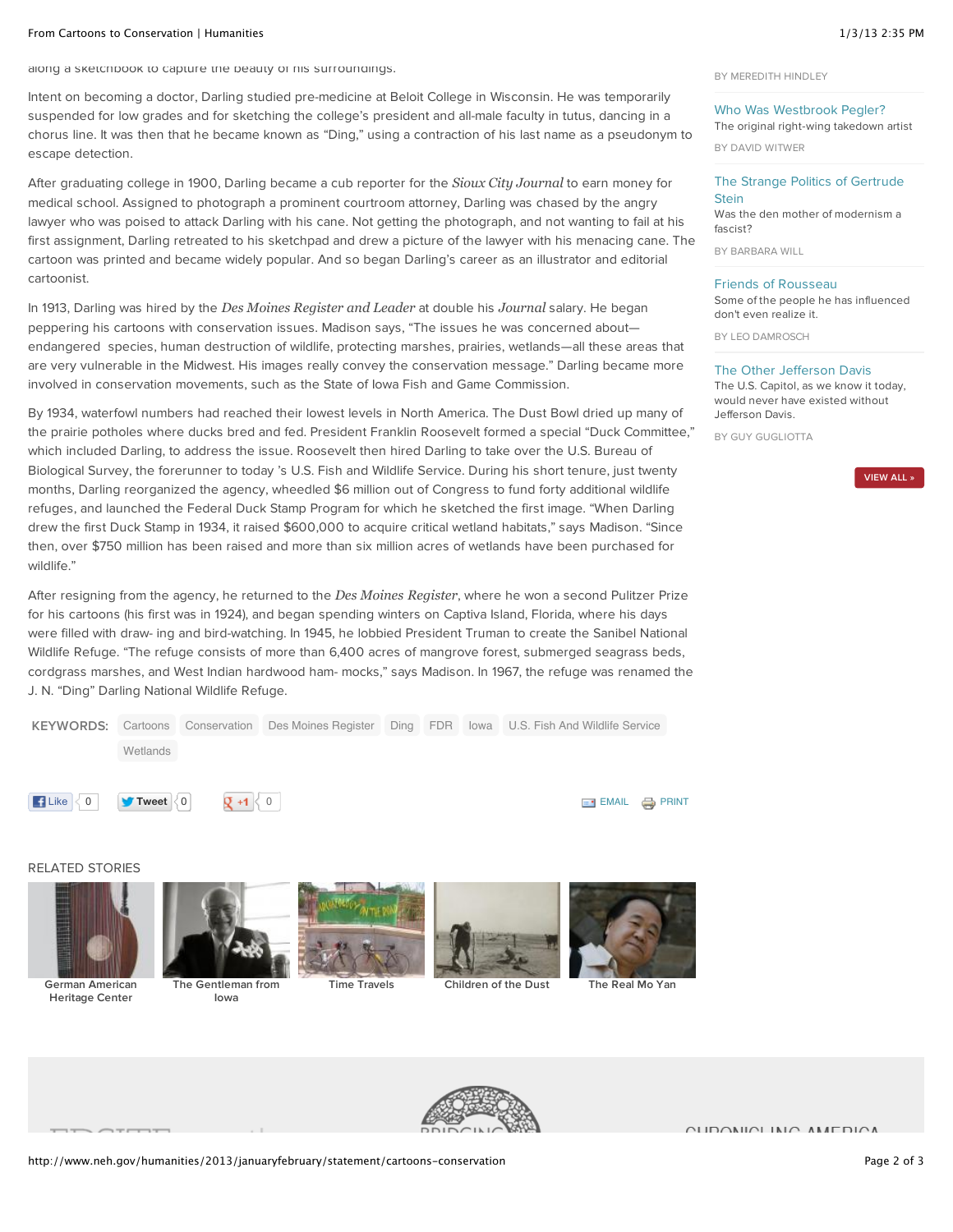along a sketchbook to capture the beauty of his surroundings.

Intent on becoming a doctor, Darling studied pre-medicine at Beloit College in Wisconsin. He was temporarily suspended for low grades and for sketching the college's president and all-male faculty in tutus, dancing in a chorus line. It was then that he became known as "Ding," using a contraction of his last name as a pseudonym to escape detection.

After graduating college in 1900, Darling became a cub reporter for the *Sioux City Journal* to earn money for medical school. Assigned to photograph a prominent courtroom attorney, Darling was chased by the angry lawyer who was poised to attack Darling with his cane. Not getting the photograph, and not wanting to fail at his first assignment, Darling retreated to his sketchpad and drew a picture of the lawyer with his menacing cane. The cartoon was printed and became widely popular. And so began Darling's career as an illustrator and editorial cartoonist.

In 1913, Darling was hired by the *Des Moines Register and Leader* at double his *Journal* salary. He began peppering his cartoons with conservation issues. Madison says, "The issues he was concerned about—endangered species, human destruction of wildlife, protecting marshes, prairies, wetlands—all these areas that are very vulnerable in the Midwest. His images really convey the conservation message." Darling became more involved in conservation movements, such as the State of Iowa Fish and Game Commission.

By 1934, waterfowl numbers had reached their lowest levels in North America. The Dust Bowl dried up many of the prairie potholes where ducks bred and fed. President Franklin Roosevelt formed a special "Duck Committee," which included Darling, to address the issue. Roosevelt then hired Darling to take over the U.S. Bureau of Biological Survey, the forerunner to today 's U.S. Fish and Wildlife Service. During his short tenure, just twenty months, Darling reorganized the agency, wheedled $6 million out of Congress to fund forty additional wildlife refuges, and launched the Federal Duck Stamp Program for which he sketched the first image. "When Darling drew the first Duck Stamp in 1934, it raised $600,000 to acquire critical wetland habitats," says Madison. "Since then, over $750 million has been raised and more than six million acres of wetlands have been purchased for wildlife."

After resigning from the agency, he returned to the *Des Moines Register*, where he won a second Pulitzer Prize for his cartoons (his first was in 1924), and began spending winters on Captiva Island, Florida, where his days were filled with draw- ing and bird-watching. In 1945, he lobbied President Truman to create the Sanibel National Wildlife Refuge. "The refuge consists of more than 6,400 acres of mangrove forest, submerged seagrass beds, cordgrass marshes, and West Indian hardwood ham- mocks," says Madison. In 1967, the refuge was renamed the J. N. "Ding" Darling National Wildlife Refuge.

**KEYWORDS:** Cartoons · Conservation · Des Moines Register · Ding · FDR · Iowa · U.S. Fish And Wildlife Service · Wetlands

RELATED STORIES

German American Heritage Center · The Gentleman from Iowa · Time Travels · Children of the Dust · The Real Mo Yan

BY MEREDITH HINDLEY

Who Was Westbrook Pegler?
The original right-wing takedown artist
BY DAVID WITWER

The Strange Politics of Gertrude Stein
Was the den mother of modernism a fascist?
BY BARBARA WILL

Friends of Rousseau
Some of the people he has influenced don't even realize it.
BY LEO DAMROSCH

The Other Jefferson Davis
The U.S. Capitol, as we know it today, would never have existed without Jefferson Davis.
BY GUY GUGLIOTTA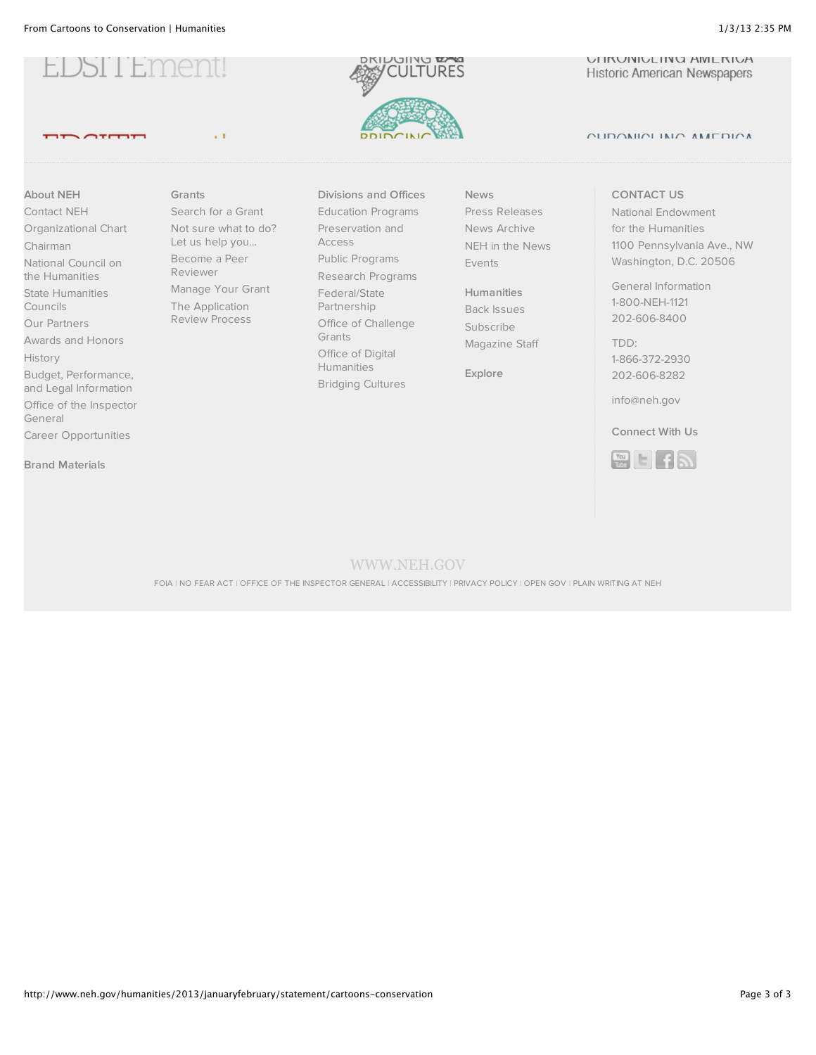EDSITEment!

BRIDGING CULTURES

CHRONICLING AMERICA
Historic American Newspapers

**About NEH**
- Contact NEH
- Organizational Chart
- Chairman
- National Council on the Humanities
- State Humanities Councils
- Our Partners
- Awards and Honors
- History
- Budget, Performance, and Legal Information
- Office of the Inspector General
- Career Opportunities

**Brand Materials**

**Grants**
- Search for a Grant
- Not sure what to do? Let us help you...
- Become a Peer Reviewer
- Manage Your Grant
- The Application Review Process

**Divisions and Offices**
- Education Programs
- Preservation and Access
- Public Programs
- Research Programs
- Federal/State Partnership
- Office of Challenge Grants
- Office of Digital Humanities
- Bridging Cultures

**News**
- Press Releases
- News Archive
- NEH in the News
- Events

**Humanities**
- Back Issues
- Subscribe
- Magazine Staff

**Explore**

**CONTACT US**

National Endowment for the Humanities
1100 Pennsylvania Ave., NW
Washington, D.C. 20506

General Information
1-800-NEH-1121
202-606-8400

TDD:
1-866-372-2930
202-606-8282

info@neh.gov

**Connect With Us**

WWW.NEH.GOV

FOIA | NO FEAR ACT | OFFICE OF THE INSPECTOR GENERAL | ACCESSIBILITY | PRIVACY POLICY | OPEN GOV | PLAIN WRITING AT NEH